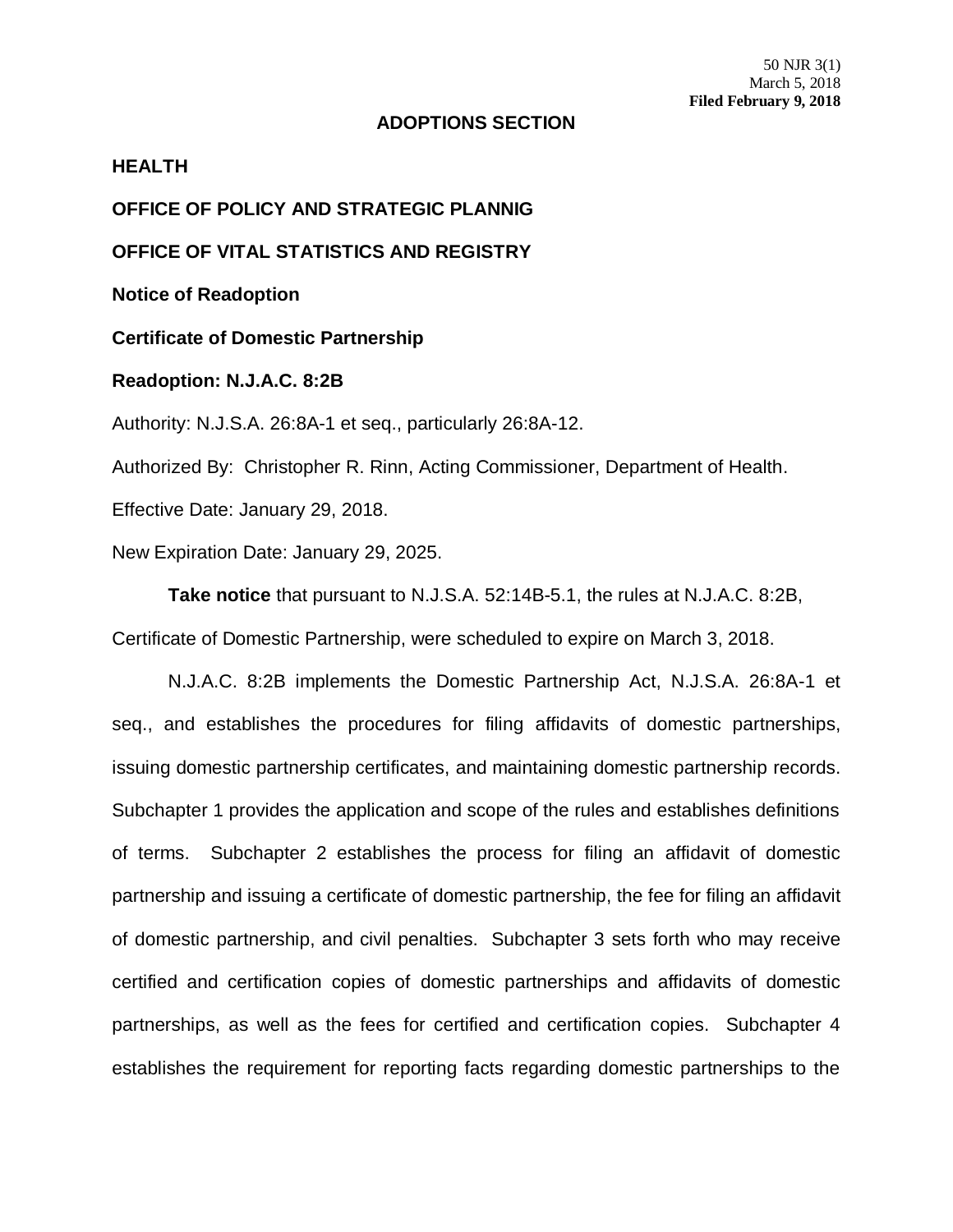50 NJR 3(1)
March 5, 2018
**Filed February 9, 2018**

## ADOPTIONS SECTION

**HEALTH**

**OFFICE OF POLICY AND STRATEGIC PLANNIG**

**OFFICE OF VITAL STATISTICS AND REGISTRY**

**Notice of Readoption**

**Certificate of Domestic Partnership**

**Readoption: N.J.A.C. 8:2B**

Authority: N.J.S.A. 26:8A-1 et seq., particularly 26:8A-12.

Authorized By: Christopher R. Rinn, Acting Commissioner, Department of Health.

Effective Date: January 29, 2018.

New Expiration Date: January 29, 2025.

**Take notice** that pursuant to N.J.S.A. 52:14B-5.1, the rules at N.J.A.C. 8:2B, Certificate of Domestic Partnership, were scheduled to expire on March 3, 2018.

N.J.A.C. 8:2B implements the Domestic Partnership Act, N.J.S.A. 26:8A-1 et seq., and establishes the procedures for filing affidavits of domestic partnerships, issuing domestic partnership certificates, and maintaining domestic partnership records. Subchapter 1 provides the application and scope of the rules and establishes definitions of terms. Subchapter 2 establishes the process for filing an affidavit of domestic partnership and issuing a certificate of domestic partnership, the fee for filing an affidavit of domestic partnership, and civil penalties. Subchapter 3 sets forth who may receive certified and certification copies of domestic partnerships and affidavits of domestic partnerships, as well as the fees for certified and certification copies. Subchapter 4 establishes the requirement for reporting facts regarding domestic partnerships to the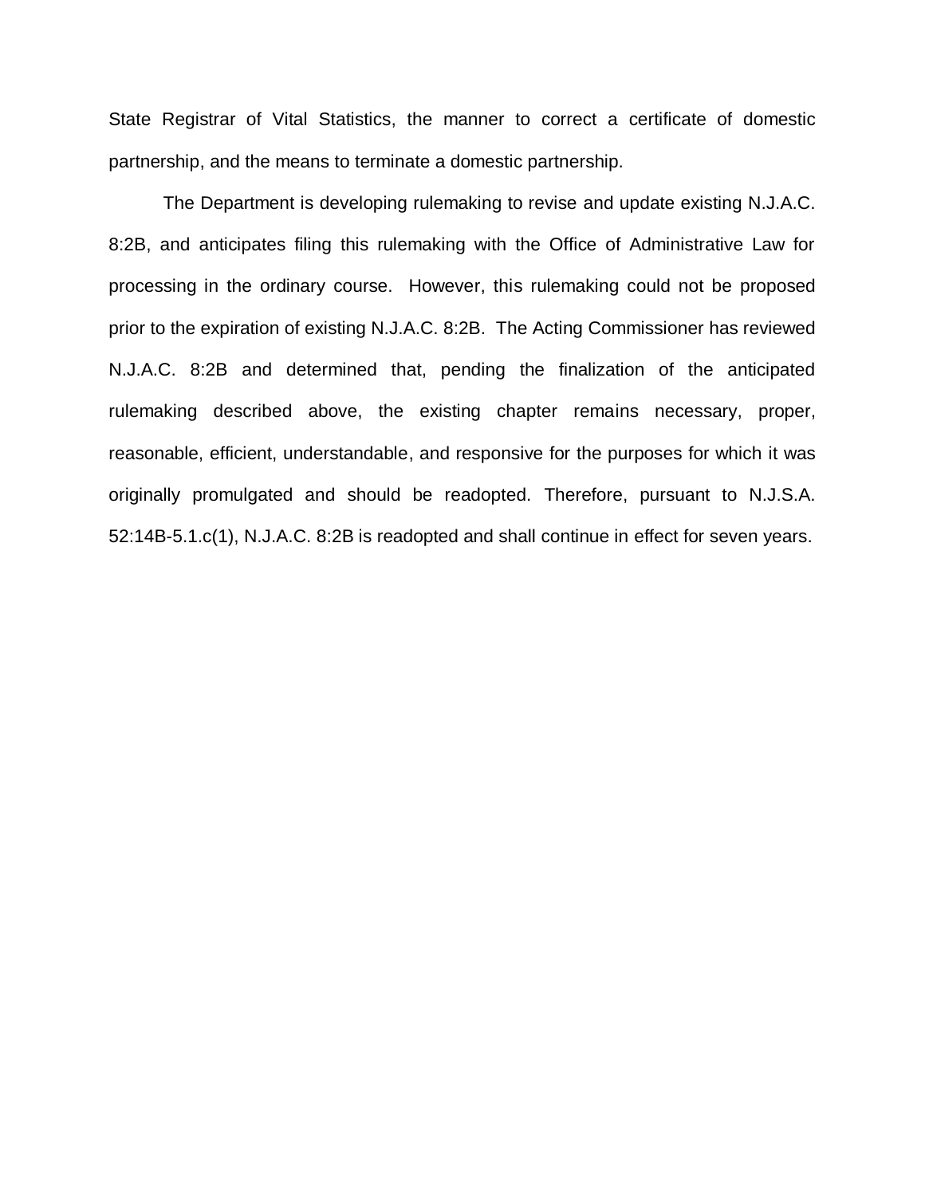State Registrar of Vital Statistics, the manner to correct a certificate of domestic partnership, and the means to terminate a domestic partnership.

The Department is developing rulemaking to revise and update existing N.J.A.C. 8:2B, and anticipates filing this rulemaking with the Office of Administrative Law for processing in the ordinary course. However, this rulemaking could not be proposed prior to the expiration of existing N.J.A.C. 8:2B. The Acting Commissioner has reviewed N.J.A.C. 8:2B and determined that, pending the finalization of the anticipated rulemaking described above, the existing chapter remains necessary, proper, reasonable, efficient, understandable, and responsive for the purposes for which it was originally promulgated and should be readopted. Therefore, pursuant to N.J.S.A. 52:14B-5.1.c(1), N.J.A.C. 8:2B is readopted and shall continue in effect for seven years.